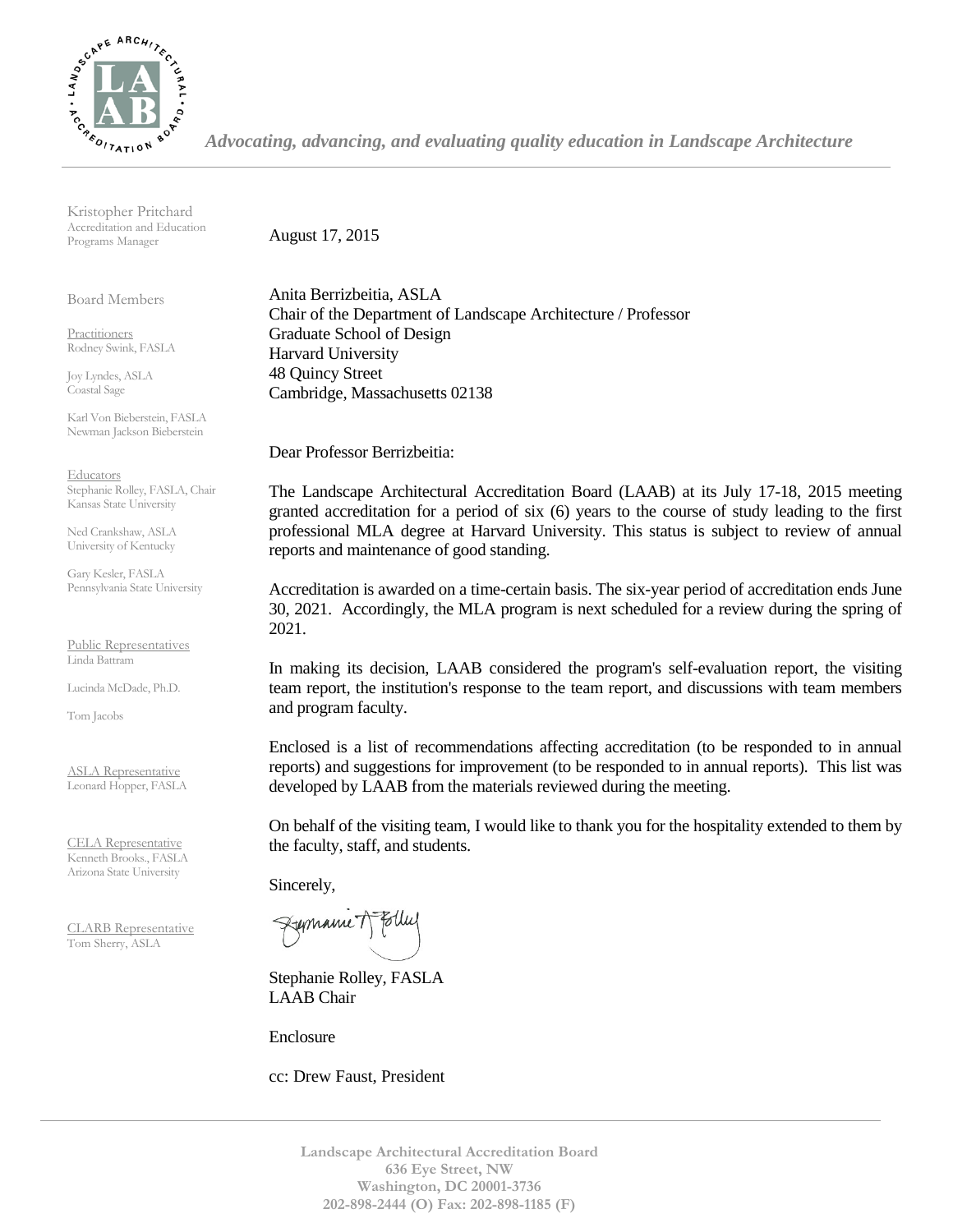*Advocating, advancing, and evaluating quality education in Landscape Architecture*

Kristopher Pritchard
Accreditation and Education Programs Manager

Board Members

Practitioners
Rodney Swink, FASLA

Joy Lyndes, ASLA
Coastal Sage

Karl Von Bieberstein, FASLA
Newman Jackson Bieberstein

Educators
Stephanie Rolley, FASLA, Chair
Kansas State University

Ned Crankshaw, ASLA
University of Kentucky

Gary Kesler, FASLA
Pennsylvania State University

Public Representatives
Linda Battram

Lucinda McDade, Ph.D.

Tom Jacobs

ASLA Representative
Leonard Hopper, FASLA

CELA Representative
Kenneth Brooks., FASLA
Arizona State University

CLARB Representative
Tom Sherry, ASLA

August 17, 2015

Anita Berrizbeitia, ASLA
Chair of the Department of Landscape Architecture / Professor
Graduate School of Design
Harvard University
48 Quincy Street
Cambridge, Massachusetts 02138

Dear Professor Berrizbeitia:

The Landscape Architectural Accreditation Board (LAAB) at its July 17-18, 2015 meeting granted accreditation for a period of six (6) years to the course of study leading to the first professional MLA degree at Harvard University. This status is subject to review of annual reports and maintenance of good standing.

Accreditation is awarded on a time-certain basis. The six-year period of accreditation ends June 30, 2021. Accordingly, the MLA program is next scheduled for a review during the spring of 2021.

In making its decision, LAAB considered the program's self-evaluation report, the visiting team report, the institution's response to the team report, and discussions with team members and program faculty.

Enclosed is a list of recommendations affecting accreditation (to be responded to in annual reports) and suggestions for improvement (to be responded to in annual reports). This list was developed by LAAB from the materials reviewed during the meeting.

On behalf of the visiting team, I would like to thank you for the hospitality extended to them by the faculty, staff, and students.

Sincerely,

Stephanie Rolley, FASLA
LAAB Chair

Enclosure

cc: Drew Faust, President

Landscape Architectural Accreditation Board
636 Eye Street, NW
Washington, DC 20001-3736
202-898-2444 (O) Fax: 202-898-1185 (F)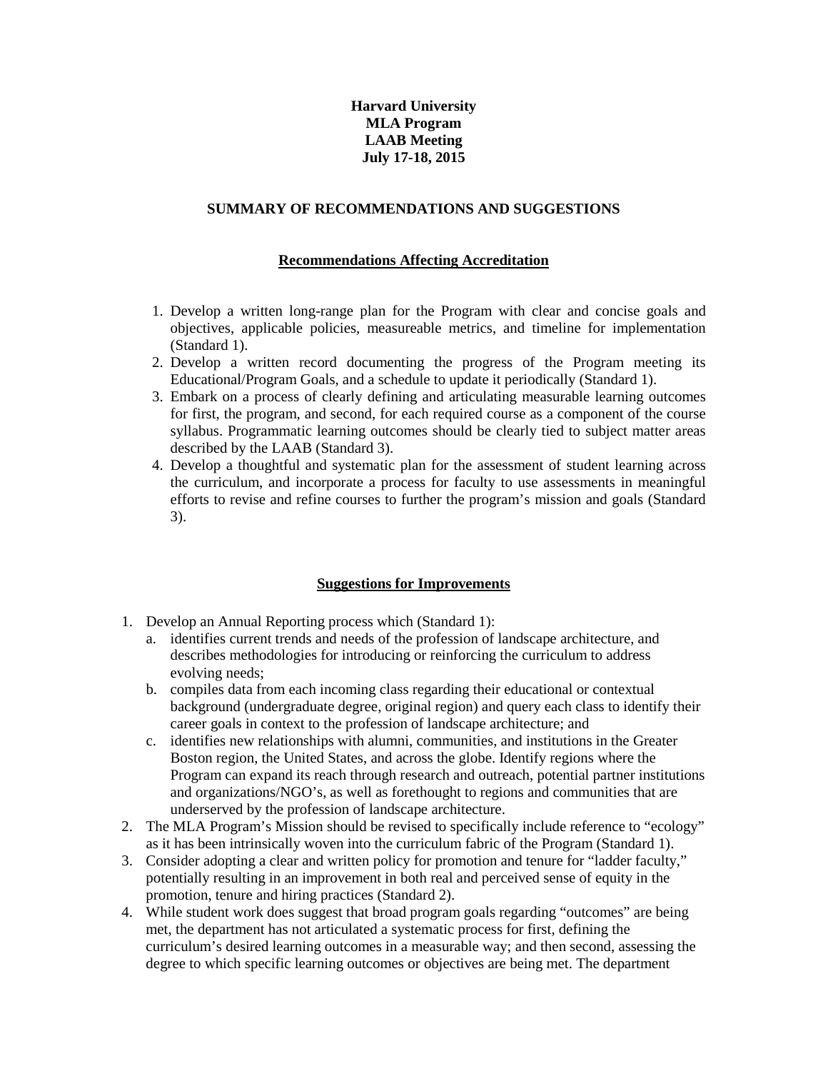**Harvard University**
**MLA Program**
**LAAB Meeting**
**July 17-18, 2015**

## SUMMARY OF RECOMMENDATIONS AND SUGGESTIONS

### Recommendations Affecting Accreditation

1. Develop a written long-range plan for the Program with clear and concise goals and objectives, applicable policies, measureable metrics, and timeline for implementation (Standard 1).
2. Develop a written record documenting the progress of the Program meeting its Educational/Program Goals, and a schedule to update it periodically (Standard 1).
3. Embark on a process of clearly defining and articulating measurable learning outcomes for first, the program, and second, for each required course as a component of the course syllabus. Programmatic learning outcomes should be clearly tied to subject matter areas described by the LAAB (Standard 3).
4. Develop a thoughtful and systematic plan for the assessment of student learning across the curriculum, and incorporate a process for faculty to use assessments in meaningful efforts to revise and refine courses to further the program's mission and goals (Standard 3).

### Suggestions for Improvements

1. Develop an Annual Reporting process which (Standard 1):
   a. identifies current trends and needs of the profession of landscape architecture, and describes methodologies for introducing or reinforcing the curriculum to address evolving needs;
   b. compiles data from each incoming class regarding their educational or contextual background (undergraduate degree, original region) and query each class to identify their career goals in context to the profession of landscape architecture; and
   c. identifies new relationships with alumni, communities, and institutions in the Greater Boston region, the United States, and across the globe. Identify regions where the Program can expand its reach through research and outreach, potential partner institutions and organizations/NGO's, as well as forethought to regions and communities that are underserved by the profession of landscape architecture.
2. The MLA Program's Mission should be revised to specifically include reference to "ecology" as it has been intrinsically woven into the curriculum fabric of the Program (Standard 1).
3. Consider adopting a clear and written policy for promotion and tenure for "ladder faculty," potentially resulting in an improvement in both real and perceived sense of equity in the promotion, tenure and hiring practices (Standard 2).
4. While student work does suggest that broad program goals regarding "outcomes" are being met, the department has not articulated a systematic process for first, defining the curriculum's desired learning outcomes in a measurable way; and then second, assessing the degree to which specific learning outcomes or objectives are being met. The department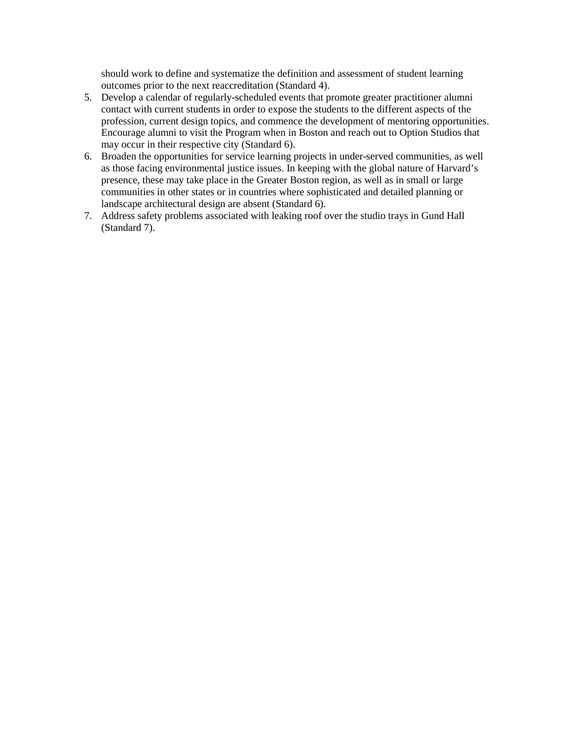should work to define and systematize the definition and assessment of student learning outcomes prior to the next reaccreditation (Standard 4).

5. Develop a calendar of regularly-scheduled events that promote greater practitioner alumni contact with current students in order to expose the students to the different aspects of the profession, current design topics, and commence the development of mentoring opportunities. Encourage alumni to visit the Program when in Boston and reach out to Option Studios that may occur in their respective city (Standard 6).
6. Broaden the opportunities for service learning projects in under-served communities, as well as those facing environmental justice issues. In keeping with the global nature of Harvard's presence, these may take place in the Greater Boston region, as well as in small or large communities in other states or in countries where sophisticated and detailed planning or landscape architectural design are absent (Standard 6).
7. Address safety problems associated with leaking roof over the studio trays in Gund Hall (Standard 7).